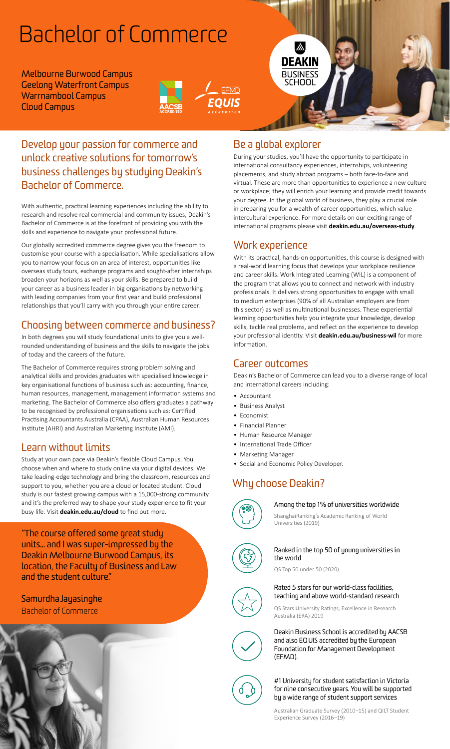# Bachelor of Commerce

Melbourne Burwood Campus
Geelong Waterfront Campus
Warrnambool Campus
Cloud Campus

AACSB ACCREDITED

EFMD EQUIS ACCREDITED

DEAKIN BUSINESS SCHOOL

## Develop your passion for commerce and unlock creative solutions for tomorrow's business challenges by studying Deakin's Bachelor of Commerce.

With authentic, practical learning experiences including the ability to research and resolve real commercial and community issues, Deakin's Bachelor of Commerce is at the forefront of providing you with the skills and experience to navigate your professional future.

Our globally accredited commerce degree gives you the freedom to customise your course with a specialisation. While specialisations allow you to narrow your focus on an area of interest, opportunities like overseas study tours, exchange programs and sought-after internships broaden your horizons as well as your skills. Be prepared to build your career as a business leader in big organisations by networking with leading companies from your first year and build professional relationships that you'll carry with you through your entire career.

## Choosing between commerce and business?

In both degrees you will study foundational units to give you a well-rounded understanding of business and the skills to navigate the jobs of today and the careers of the future.

The Bachelor of Commerce requires strong problem solving and analytical skills and provides graduates with specialised knowledge in key organisational functions of business such as: accounting, finance, human resources, management, management information systems and marketing. The Bachelor of Commerce also offers graduates a pathway to be recognised by professional organisations such as: Certified Practising Accountants Australia (CPAA), Australian Human Resources Institute (AHRI) and Australian Marketing Institute (AMI).

## Learn without limits

Study at your own pace via Deakin's flexible Cloud Campus. You choose when and where to study online via your digital devices. We take leading-edge technology and bring the classroom, resources and support to you, whether you are a cloud or located student. Cloud study is our fastest growing campus with a 15,000-strong community and it's the preferred way to shape your study experience to fit your busy life. Visit **deakin.edu.au/cloud** to find out more.

"The course offered some great study units... and I was super-impressed by the Deakin Melbourne Burwood Campus, its location, the Faculty of Business and Law and the student culture."

Samurdha Jayasinghe
Bachelor of Commerce

## Be a global explorer

During your studies, you'll have the opportunity to participate in international consultancy experiences, internships, volunteering placements, and study abroad programs – both face-to-face and virtual. These are more than opportunities to experience a new culture or workplace; they will enrich your learning and provide credit towards your degree. In the global world of business, they play a crucial role in preparing you for a wealth of career opportunities, which value intercultural experience. For more details on our exciting range of international programs please visit **deakin.edu.au/overseas-study**.

## Work experience

With its practical, hands-on opportunities, this course is designed with a real-world learning focus that develops your workplace resilience and career skills. Work Integrated Learning (WIL) is a component of the program that allows you to connect and network with industry professionals. It delivers strong opportunities to engage with small to medium enterprises (90% of all Australian employers are from this sector) as well as multinational businesses. These experiential learning opportunities help you integrate your knowledge, develop skills, tackle real problems, and reflect on the experience to develop your professional identity. Visit **deakin.edu.au/business-wil** for more information.

## Career outcomes

Deakin's Bachelor of Commerce can lead you to a diverse range of local and international careers including:

- Accountant
- Business Analyst
- Economist
- Financial Planner
- Human Resource Manager
- International Trade Officer
- Marketing Manager
- Social and Economic Policy Developer.

## Why choose Deakin?

Among the top 1% of universities worldwide

ShanghaiRanking's Academic Ranking of World Universities (2019)

Ranked in the top 50 of young universities in the world

QS Top 50 under 50 (2020)

Rated 5 stars for our world-class facilities, teaching and above world-standard research

QS Stars University Ratings, Excellence in Research Australia (ERA) 2019

Deakin Business School is accredited by AACSB and also EQUIS accredited by the European Foundation for Management Development (EFMD).

#1 University for student satisfaction in Victoria for nine consecutive years. You will be supported by a wide range of student support services

Australian Graduate Survey (2010–15) and QILT Student Experience Survey (2016–19)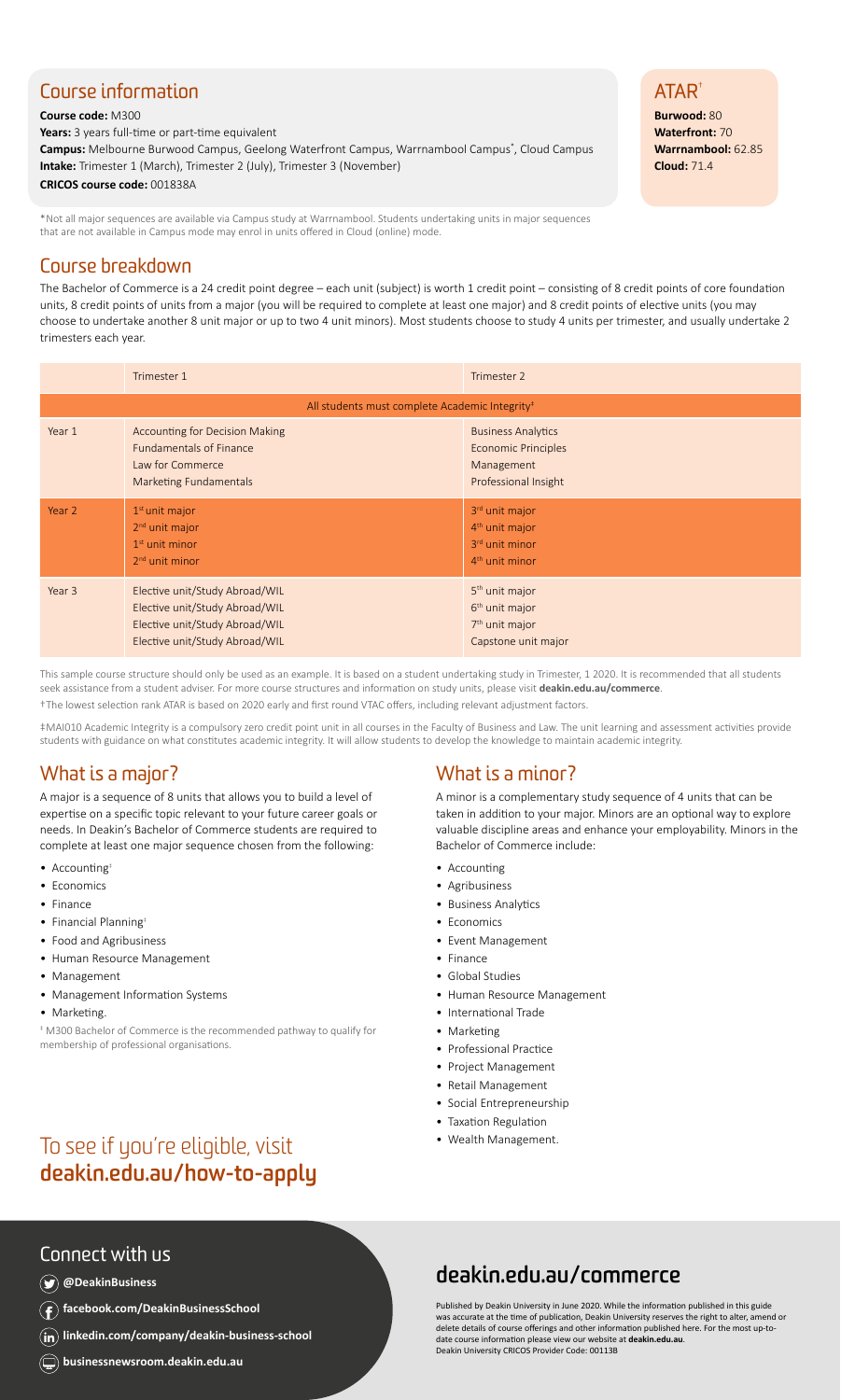## Course information

**Course code:** M300

**Years:** 3 years full-time or part-time equivalent

**Campus:** Melbourne Burwood Campus, Geelong Waterfront Campus, Warrnambool Campus*, Cloud Campus

**Intake:** Trimester 1 (March), Trimester 2 (July), Trimester 3 (November)

**CRICOS course code:** 001838A

## ATAR†

**Burwood:** 80

**Waterfront:** 70

**Warrnambool:** 62.85

**Cloud:** 71.4

*Not all major sequences are available via Campus study at Warrnambool. Students undertaking units in major sequences that are not available in Campus mode may enrol in units offered in Cloud (online) mode.

## Course breakdown

The Bachelor of Commerce is a 24 credit point degree – each unit (subject) is worth 1 credit point – consisting of 8 credit points of core foundation units, 8 credit points of units from a major (you will be required to complete at least one major) and 8 credit points of elective units (you may choose to undertake another 8 unit major or up to two 4 unit minors). Most students choose to study 4 units per trimester, and usually undertake 2 trimesters each year.

| | Trimester 1 | Trimester 2 |
|---|---|---|
| | All students must complete Academic Integrity‡ | |
| Year 1 | Accounting for Decision Making<br>Fundamentals of Finance<br>Law for Commerce<br>Marketing Fundamentals | Business Analytics<br>Economic Principles<br>Management<br>Professional Insight |
| Year 2 | 1st unit major<br>2nd unit major<br>1st unit minor<br>2nd unit minor | 3rd unit major<br>4th unit major<br>3rd unit minor<br>4th unit minor |
| Year 3 | Elective unit/Study Abroad/WIL<br>Elective unit/Study Abroad/WIL<br>Elective unit/Study Abroad/WIL<br>Elective unit/Study Abroad/WIL | 5th unit major<br>6th unit major<br>7th unit major<br>Capstone unit major |

This sample course structure should only be used as an example. It is based on a student undertaking study in Trimester, 1 2020. It is recommended that all students seek assistance from a student adviser. For more course structures and information on study units, please visit **deakin.edu.au/commerce**.

†The lowest selection rank ATAR is based on 2020 early and first round VTAC offers, including relevant adjustment factors.

‡MAI010 Academic Integrity is a compulsory zero credit point unit in all courses in the Faculty of Business and Law. The unit learning and assessment activities provide students with guidance on what constitutes academic integrity. It will allow students to develop the knowledge to maintain academic integrity.

## What is a major?

A major is a sequence of 8 units that allows you to build a level of expertise on a specific topic relevant to your future career goals or needs. In Deakin's Bachelor of Commerce students are required to complete at least one major sequence chosen from the following:

- Accounting‡
- Economics
- Finance
- Financial Planning‡
- Food and Agribusiness
- Human Resource Management
- Management
- Management Information Systems
- Marketing.

‡ M300 Bachelor of Commerce is the recommended pathway to qualify for membership of professional organisations.

## What is a minor?

A minor is a complementary study sequence of 4 units that can be taken in addition to your major. Minors are an optional way to explore valuable discipline areas and enhance your employability. Minors in the Bachelor of Commerce include:

- Accounting
- Agribusiness
- Business Analytics
- Economics
- Event Management
- Finance
- Global Studies
- Human Resource Management
- International Trade
- Marketing
- Professional Practice
- Project Management
- Retail Management
- Social Entrepreneurship
- Taxation Regulation
- Wealth Management.

## To see if you're eligible, visit **deakin.edu.au/how-to-apply**

## Connect with us

**@DeakinBusiness**

**facebook.com/DeakinBusinessSchool**

**linkedin.com/company/deakin-business-school**

**businessnewsroom.deakin.edu.au**

## deakin.edu.au/commerce

Published by Deakin University in June 2020. While the information published in this guide was accurate at the time of publication, Deakin University reserves the right to alter, amend or delete details of course offerings and other information published here. For the most up-to-date course information please view our website at **deakin.edu.au**.
Deakin University CRICOS Provider Code: 00113B